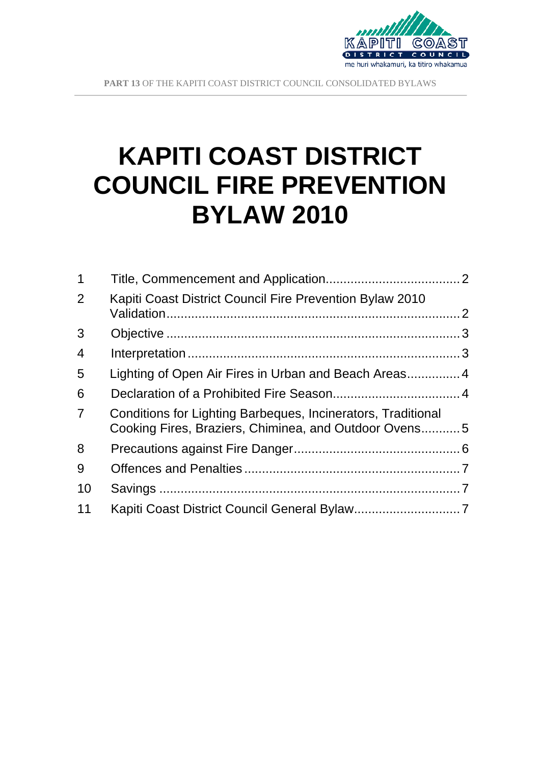PART 13 OF THE KAPITI COAST DISTRICT COUNCIL CONSOLIDATED BYLAWS

# KAPITI COAST DISTRICT COUNCIL FIRE PREVENTION BYLAW 2010

| | | |
|---|---|---|
| 1 | Title, Commencement and Application | 2 |
| 2 | Kapiti Coast District Council Fire Prevention Bylaw 2010 Validation | 2 |
| 3 | Objective | 3 |
| 4 | Interpretation | 3 |
| 5 | Lighting of Open Air Fires in Urban and Beach Areas | 4 |
| 6 | Declaration of a Prohibited Fire Season | 4 |
| 7 | Conditions for Lighting Barbeques, Incinerators, Traditional Cooking Fires, Braziers, Chiminea, and Outdoor Ovens | 5 |
| 8 | Precautions against Fire Danger | 6 |
| 9 | Offences and Penalties | 7 |
| 10 | Savings | 7 |
| 11 | Kapiti Coast District Council General Bylaw | 7 |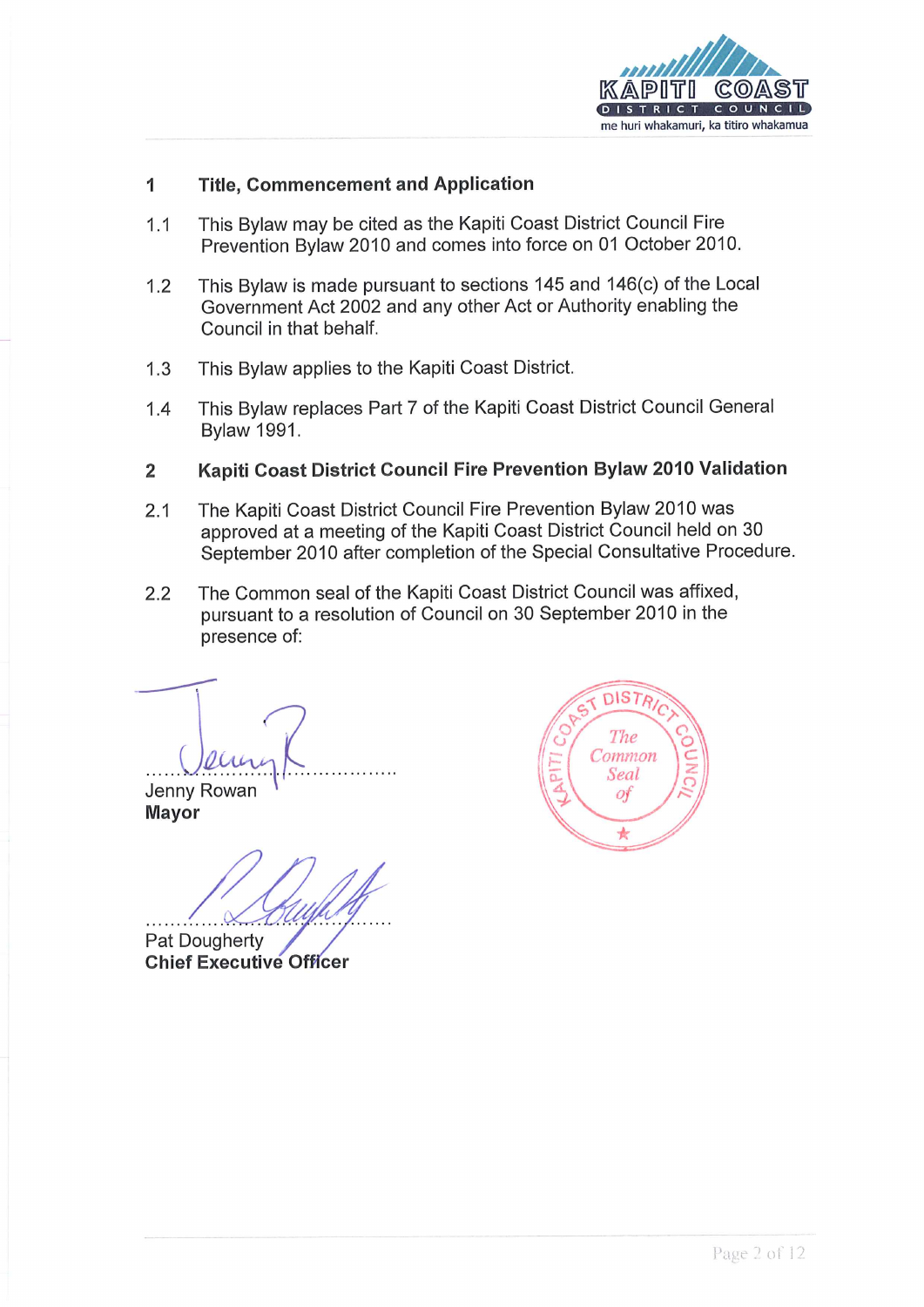## 1 Title, Commencement and Application

1.1 This Bylaw may be cited as the Kapiti Coast District Council Fire Prevention Bylaw 2010 and comes into force on 01 October 2010.

1.2 This Bylaw is made pursuant to sections 145 and 146(c) of the Local Government Act 2002 and any other Act or Authority enabling the Council in that behalf.

1.3 This Bylaw applies to the Kapiti Coast District.

1.4 This Bylaw replaces Part 7 of the Kapiti Coast District Council General Bylaw 1991.

## 2 Kapiti Coast District Council Fire Prevention Bylaw 2010 Validation

2.1 The Kapiti Coast District Council Fire Prevention Bylaw 2010 was approved at a meeting of the Kapiti Coast District Council held on 30 September 2010 after completion of the Special Consultative Procedure.

2.2 The Common seal of the Kapiti Coast District Council was affixed, pursuant to a resolution of Council on 30 September 2010 in the presence of:

..........................................
Jenny Rowan
**Mayor**

..........................................
Pat Dougherty
**Chief Executive Officer**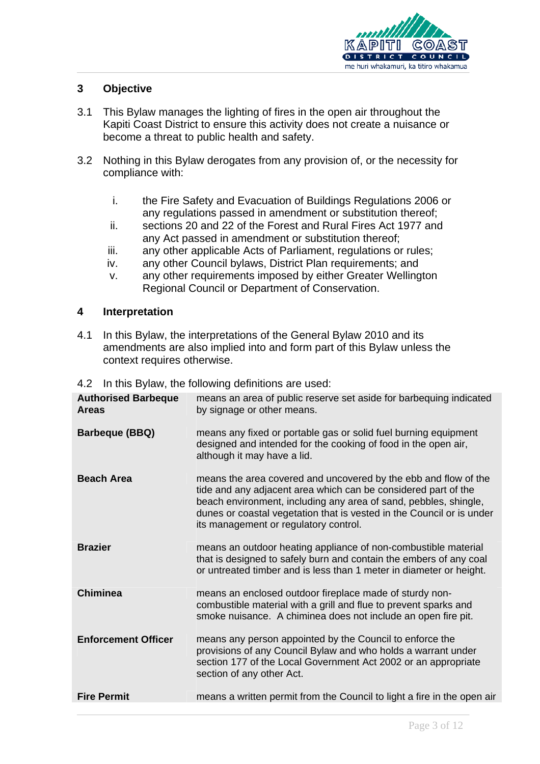## 3 Objective

3.1 This Bylaw manages the lighting of fires in the open air throughout the Kapiti Coast District to ensure this activity does not create a nuisance or become a threat to public health and safety.

3.2 Nothing in this Bylaw derogates from any provision of, or the necessity for compliance with:

- i. the Fire Safety and Evacuation of Buildings Regulations 2006 or any regulations passed in amendment or substitution thereof;
- ii. sections 20 and 22 of the Forest and Rural Fires Act 1977 and any Act passed in amendment or substitution thereof;
- iii. any other applicable Acts of Parliament, regulations or rules;
- iv. any other Council bylaws, District Plan requirements; and
- v. any other requirements imposed by either Greater Wellington Regional Council or Department of Conservation.

## 4 Interpretation

4.1 In this Bylaw, the interpretations of the General Bylaw 2010 and its amendments are also implied into and form part of this Bylaw unless the context requires otherwise.

4.2 In this Bylaw, the following definitions are used:

| Term | Definition |
|---|---|
| **Authorised Barbeque Areas** | means an area of public reserve set aside for barbequing indicated by signage or other means. |
| **Barbeque (BBQ)** | means any fixed or portable gas or solid fuel burning equipment designed and intended for the cooking of food in the open air, although it may have a lid. |
| **Beach Area** | means the area covered and uncovered by the ebb and flow of the tide and any adjacent area which can be considered part of the beach environment, including any area of sand, pebbles, shingle, dunes or coastal vegetation that is vested in the Council or is under its management or regulatory control. |
| **Brazier** | means an outdoor heating appliance of non-combustible material that is designed to safely burn and contain the embers of any coal or untreated timber and is less than 1 meter in diameter or height. |
| **Chiminea** | means an enclosed outdoor fireplace made of sturdy non-combustible material with a grill and flue to prevent sparks and smoke nuisance. A chiminea does not include an open fire pit. |
| **Enforcement Officer** | means any person appointed by the Council to enforce the provisions of any Council Bylaw and who holds a warrant under section 177 of the Local Government Act 2002 or an appropriate section of any other Act. |
| **Fire Permit** | means a written permit from the Council to light a fire in the open air |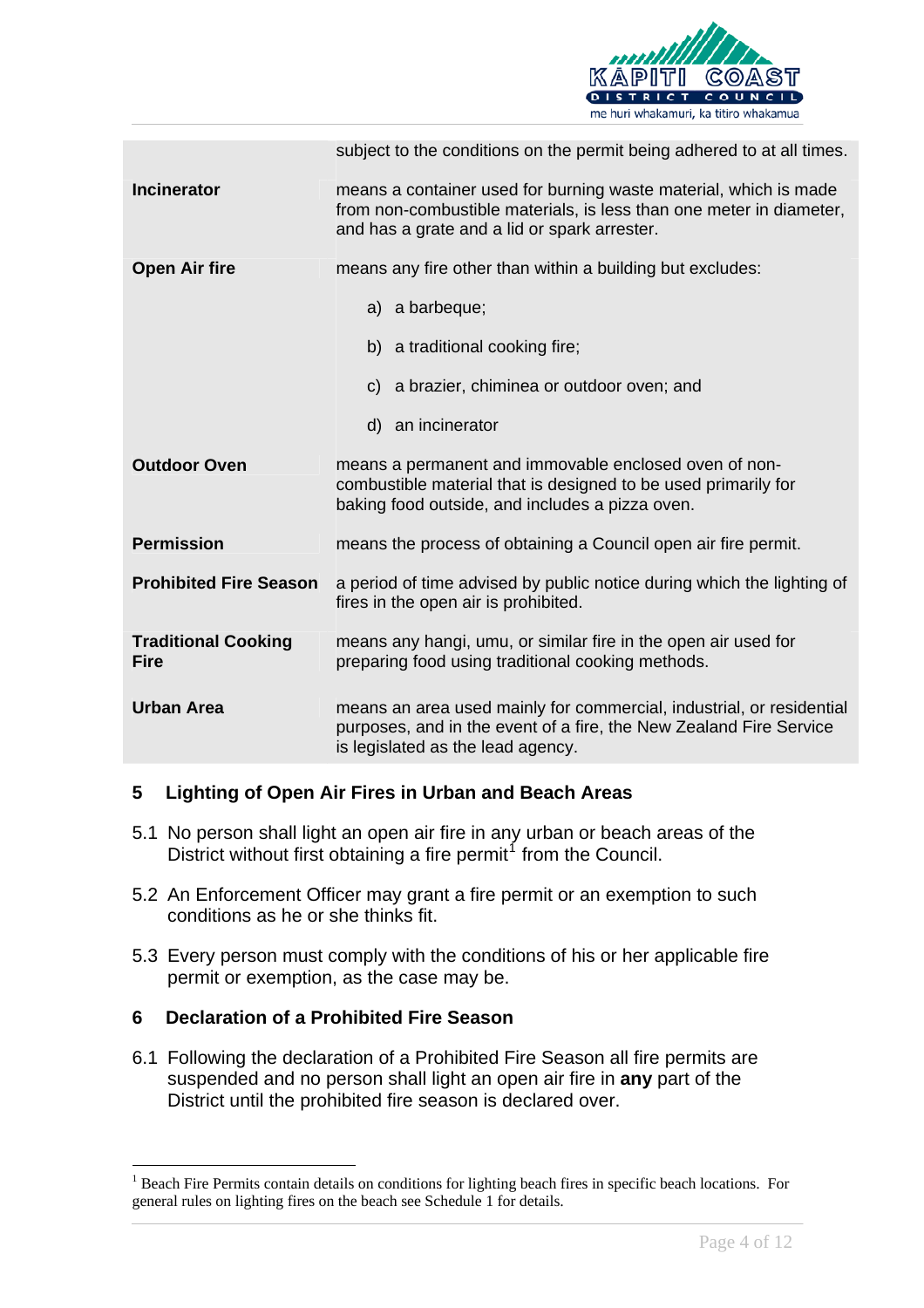| | |
|---|---|
| | subject to the conditions on the permit being adhered to at all times. |
| **Incinerator** | means a container used for burning waste material, which is made from non-combustible materials, is less than one meter in diameter, and has a grate and a lid or spark arrester. |
| **Open Air fire** | means any fire other than within a building but excludes: a) a barbeque; b) a traditional cooking fire; c) a brazier, chiminea or outdoor oven; and d) an incinerator |
| **Outdoor Oven** | means a permanent and immovable enclosed oven of non-combustible material that is designed to be used primarily for baking food outside, and includes a pizza oven. |
| **Permission** | means the process of obtaining a Council open air fire permit. |
| **Prohibited Fire Season** | a period of time advised by public notice during which the lighting of fires in the open air is prohibited. |
| **Traditional Cooking Fire** | means any hangi, umu, or similar fire in the open air used for preparing food using traditional cooking methods. |
| **Urban Area** | means an area used mainly for commercial, industrial, or residential purposes, and in the event of a fire, the New Zealand Fire Service is legislated as the lead agency. |

## 5 Lighting of Open Air Fires in Urban and Beach Areas

5.1 No person shall light an open air fire in any urban or beach areas of the District without first obtaining a fire permit[1] from the Council.

5.2 An Enforcement Officer may grant a fire permit or an exemption to such conditions as he or she thinks fit.

5.3 Every person must comply with the conditions of his or her applicable fire permit or exemption, as the case may be.

## 6 Declaration of a Prohibited Fire Season

6.1 Following the declaration of a Prohibited Fire Season all fire permits are suspended and no person shall light an open air fire in **any** part of the District until the prohibited fire season is declared over.

---

[1] Beach Fire Permits contain details on conditions for lighting beach fires in specific beach locations. For general rules on lighting fires on the beach see Schedule 1 for details.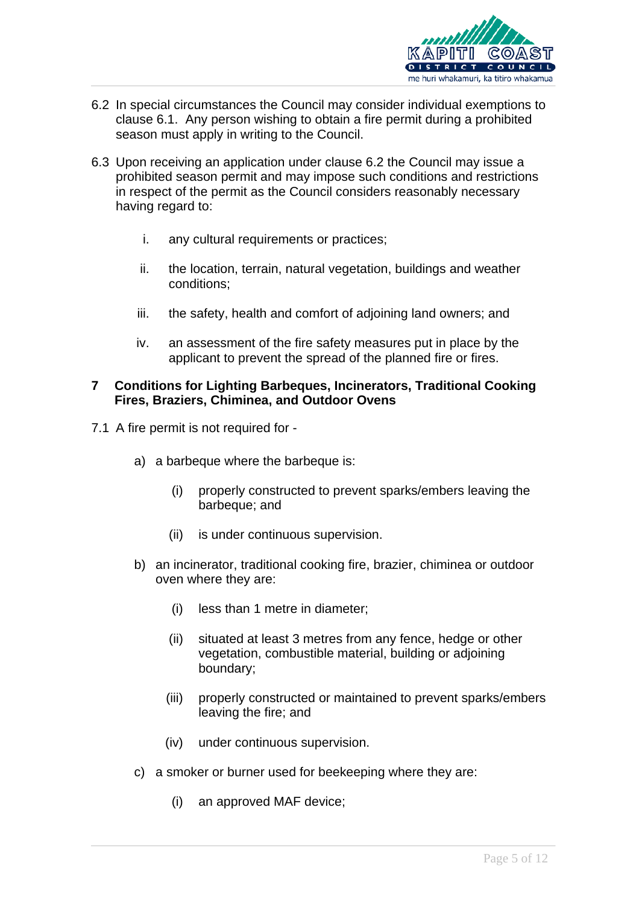6.2 In special circumstances the Council may consider individual exemptions to clause 6.1. Any person wishing to obtain a fire permit during a prohibited season must apply in writing to the Council.

6.3 Upon receiving an application under clause 6.2 the Council may issue a prohibited season permit and may impose such conditions and restrictions in respect of the permit as the Council considers reasonably necessary having regard to:

i. any cultural requirements or practices;

ii. the location, terrain, natural vegetation, buildings and weather conditions;

iii. the safety, health and comfort of adjoining land owners; and

iv. an assessment of the fire safety measures put in place by the applicant to prevent the spread of the planned fire or fires.

## 7 Conditions for Lighting Barbeques, Incinerators, Traditional Cooking Fires, Braziers, Chiminea, and Outdoor Ovens

7.1 A fire permit is not required for -

a) a barbeque where the barbeque is:

(i) properly constructed to prevent sparks/embers leaving the barbeque; and

(ii) is under continuous supervision.

b) an incinerator, traditional cooking fire, brazier, chiminea or outdoor oven where they are:

(i) less than 1 metre in diameter;

(ii) situated at least 3 metres from any fence, hedge or other vegetation, combustible material, building or adjoining boundary;

(iii) properly constructed or maintained to prevent sparks/embers leaving the fire; and

(iv) under continuous supervision.

c) a smoker or burner used for beekeeping where they are:

(i) an approved MAF device;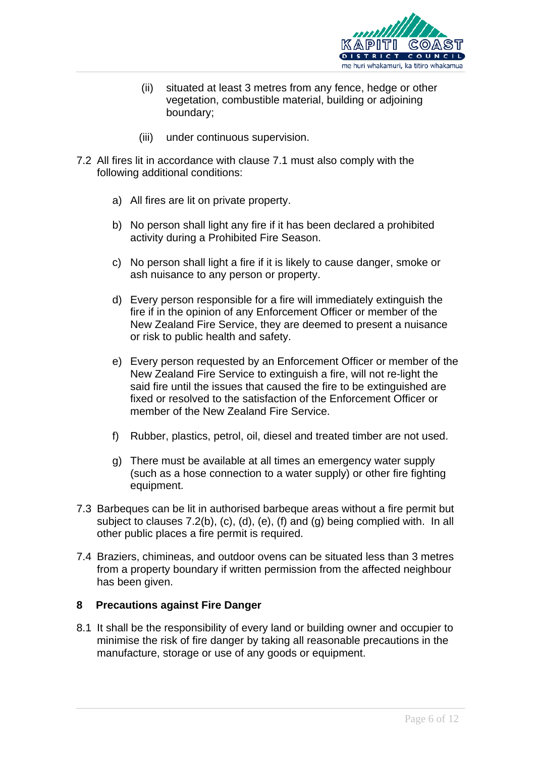(ii) situated at least 3 metres from any fence, hedge or other vegetation, combustible material, building or adjoining boundary;

(iii) under continuous supervision.

7.2 All fires lit in accordance with clause 7.1 must also comply with the following additional conditions:

a) All fires are lit on private property.

b) No person shall light any fire if it has been declared a prohibited activity during a Prohibited Fire Season.

c) No person shall light a fire if it is likely to cause danger, smoke or ash nuisance to any person or property.

d) Every person responsible for a fire will immediately extinguish the fire if in the opinion of any Enforcement Officer or member of the New Zealand Fire Service, they are deemed to present a nuisance or risk to public health and safety.

e) Every person requested by an Enforcement Officer or member of the New Zealand Fire Service to extinguish a fire, will not re-light the said fire until the issues that caused the fire to be extinguished are fixed or resolved to the satisfaction of the Enforcement Officer or member of the New Zealand Fire Service.

f) Rubber, plastics, petrol, oil, diesel and treated timber are not used.

g) There must be available at all times an emergency water supply (such as a hose connection to a water supply) or other fire fighting equipment.

7.3 Barbeques can be lit in authorised barbeque areas without a fire permit but subject to clauses 7.2(b), (c), (d), (e), (f) and (g) being complied with. In all other public places a fire permit is required.

7.4 Braziers, chimineas, and outdoor ovens can be situated less than 3 metres from a property boundary if written permission from the affected neighbour has been given.

## 8 Precautions against Fire Danger

8.1 It shall be the responsibility of every land or building owner and occupier to minimise the risk of fire danger by taking all reasonable precautions in the manufacture, storage or use of any goods or equipment.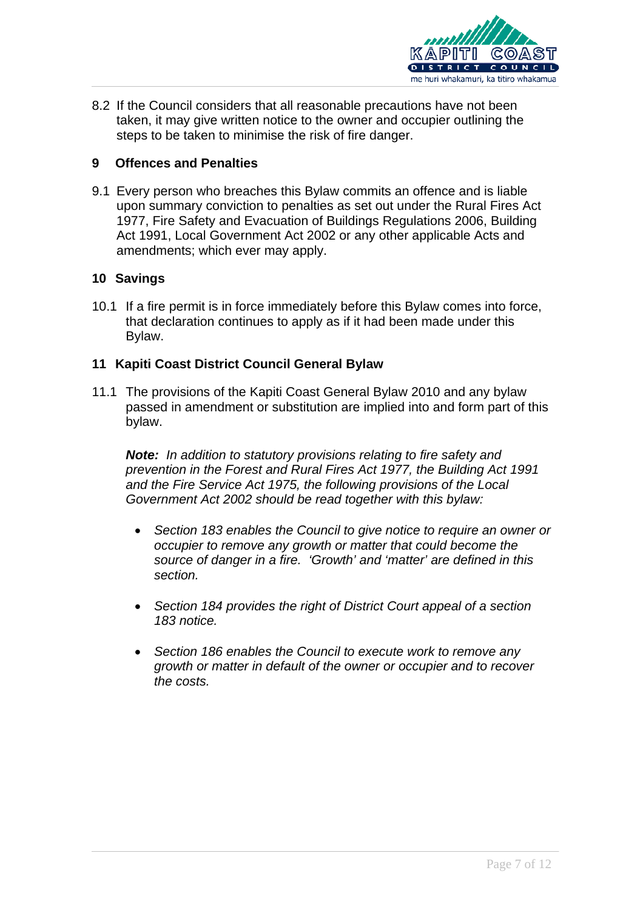8.2 If the Council considers that all reasonable precautions have not been taken, it may give written notice to the owner and occupier outlining the steps to be taken to minimise the risk of fire danger.

## 9 Offences and Penalties

9.1 Every person who breaches this Bylaw commits an offence and is liable upon summary conviction to penalties as set out under the Rural Fires Act 1977, Fire Safety and Evacuation of Buildings Regulations 2006, Building Act 1991, Local Government Act 2002 or any other applicable Acts and amendments; which ever may apply.

## 10 Savings

10.1 If a fire permit is in force immediately before this Bylaw comes into force, that declaration continues to apply as if it had been made under this Bylaw.

## 11 Kapiti Coast District Council General Bylaw

11.1 The provisions of the Kapiti Coast General Bylaw 2010 and any bylaw passed in amendment or substitution are implied into and form part of this bylaw.

***Note:*** *In addition to statutory provisions relating to fire safety and prevention in the Forest and Rural Fires Act 1977, the Building Act 1991 and the Fire Service Act 1975, the following provisions of the Local Government Act 2002 should be read together with this bylaw:*

- *Section 183 enables the Council to give notice to require an owner or occupier to remove any growth or matter that could become the source of danger in a fire. 'Growth' and 'matter' are defined in this section.*
- *Section 184 provides the right of District Court appeal of a section 183 notice.*
- *Section 186 enables the Council to execute work to remove any growth or matter in default of the owner or occupier and to recover the costs.*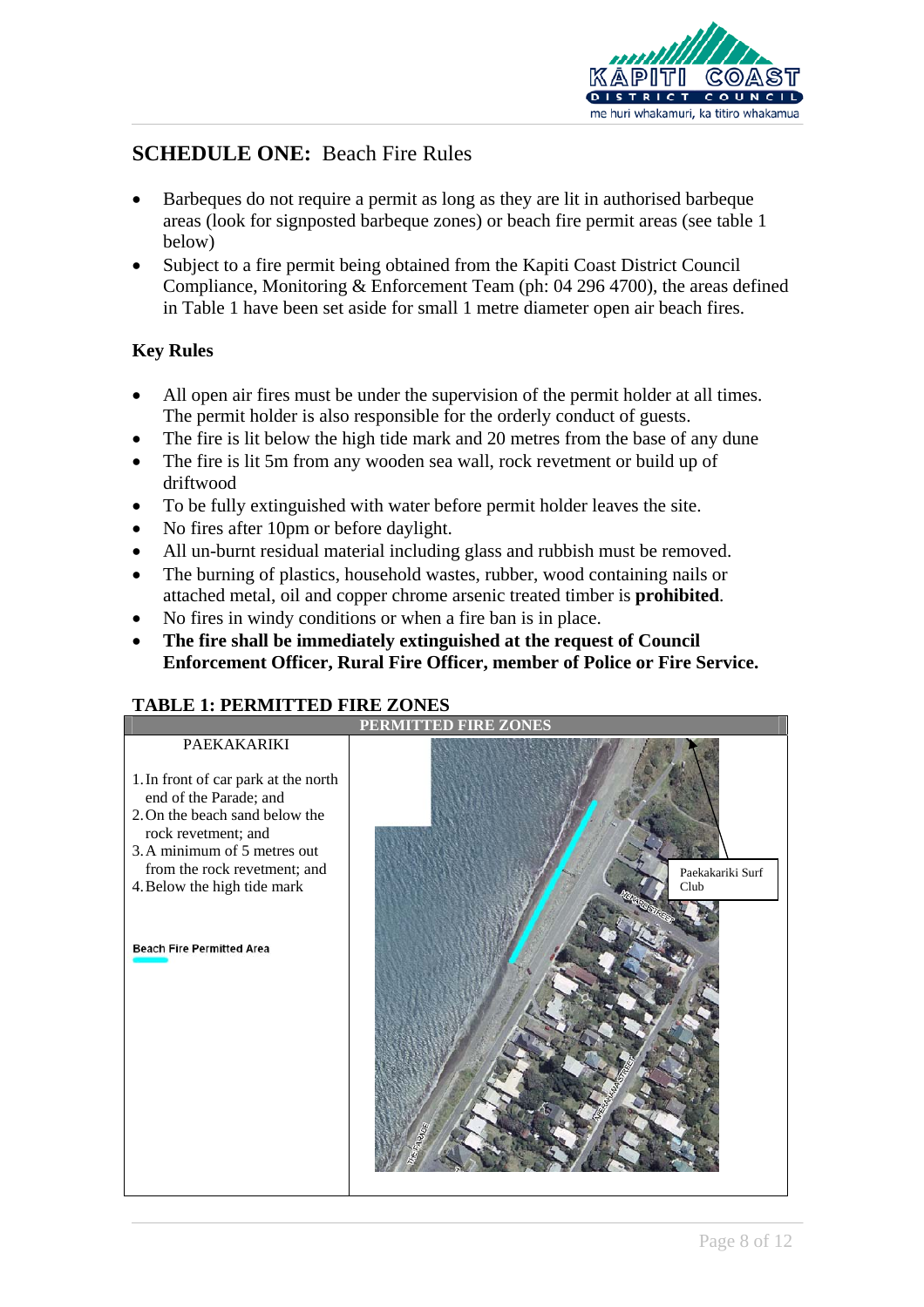## SCHEDULE ONE: Beach Fire Rules

- Barbeques do not require a permit as long as they are lit in authorised barbeque areas (look for signposted barbeque zones) or beach fire permit areas (see table 1 below)
- Subject to a fire permit being obtained from the Kapiti Coast District Council Compliance, Monitoring & Enforcement Team (ph: 04 296 4700), the areas defined in Table 1 have been set aside for small 1 metre diameter open air beach fires.

### Key Rules

- All open air fires must be under the supervision of the permit holder at all times. The permit holder is also responsible for the orderly conduct of guests.
- The fire is lit below the high tide mark and 20 metres from the base of any dune
- The fire is lit 5m from any wooden sea wall, rock revetment or build up of driftwood
- To be fully extinguished with water before permit holder leaves the site.
- No fires after 10pm or before daylight.
- All un-burnt residual material including glass and rubbish must be removed.
- The burning of plastics, household wastes, rubber, wood containing nails or attached metal, oil and copper chrome arsenic treated timber is **prohibited**.
- No fires in windy conditions or when a fire ban is in place.
- **The fire shall be immediately extinguished at the request of Council Enforcement Officer, Rural Fire Officer, member of Police or Fire Service.**

### TABLE 1: PERMITTED FIRE ZONES

| PERMITTED FIRE ZONES | |
|---|---|
| PAEKAKARIKI<br><br>1. In front of car park at the north end of the Parade; and<br>2. On the beach sand below the rock revetment; and<br>3. A minimum of 5 metres out from the rock revetment; and<br>4. Below the high tide mark<br><br>Beach Fire Permitted Area | Paekakariki Surf Club |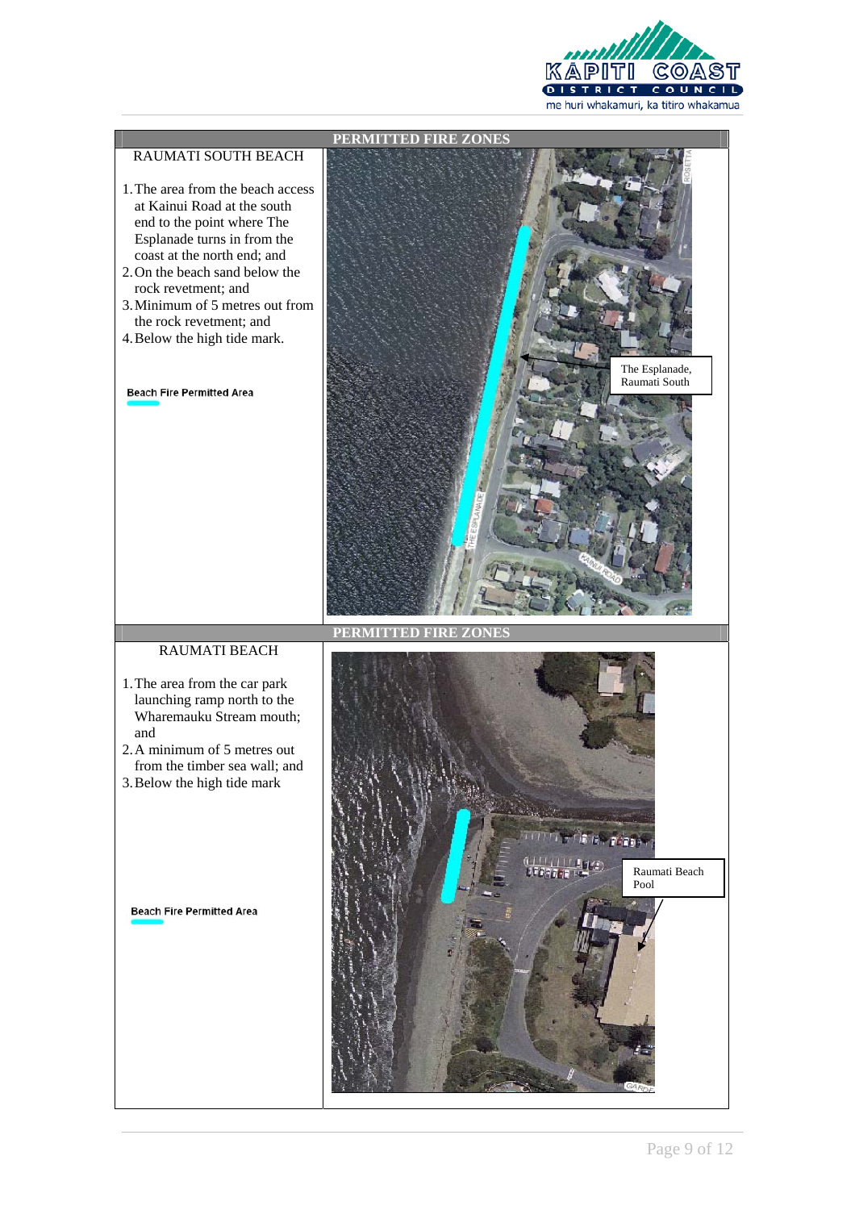## PERMITTED FIRE ZONES

### RAUMATI SOUTH BEACH

1. The area from the beach access at Kainui Road at the south end to the point where The Esplanade turns in from the coast at the north end; and
2. On the beach sand below the rock revetment; and
3. Minimum of 5 metres out from the rock revetment; and
4. Below the high tide mark.

**Beach Fire Permitted Area**

The Esplanade, Raumati South

## PERMITTED FIRE ZONES

### RAUMATI BEACH

1. The area from the car park launching ramp north to the Wharemauku Stream mouth; and
2. A minimum of 5 metres out from the timber sea wall; and
3. Below the high tide mark

**Beach Fire Permitted Area**

Raumati Beach Pool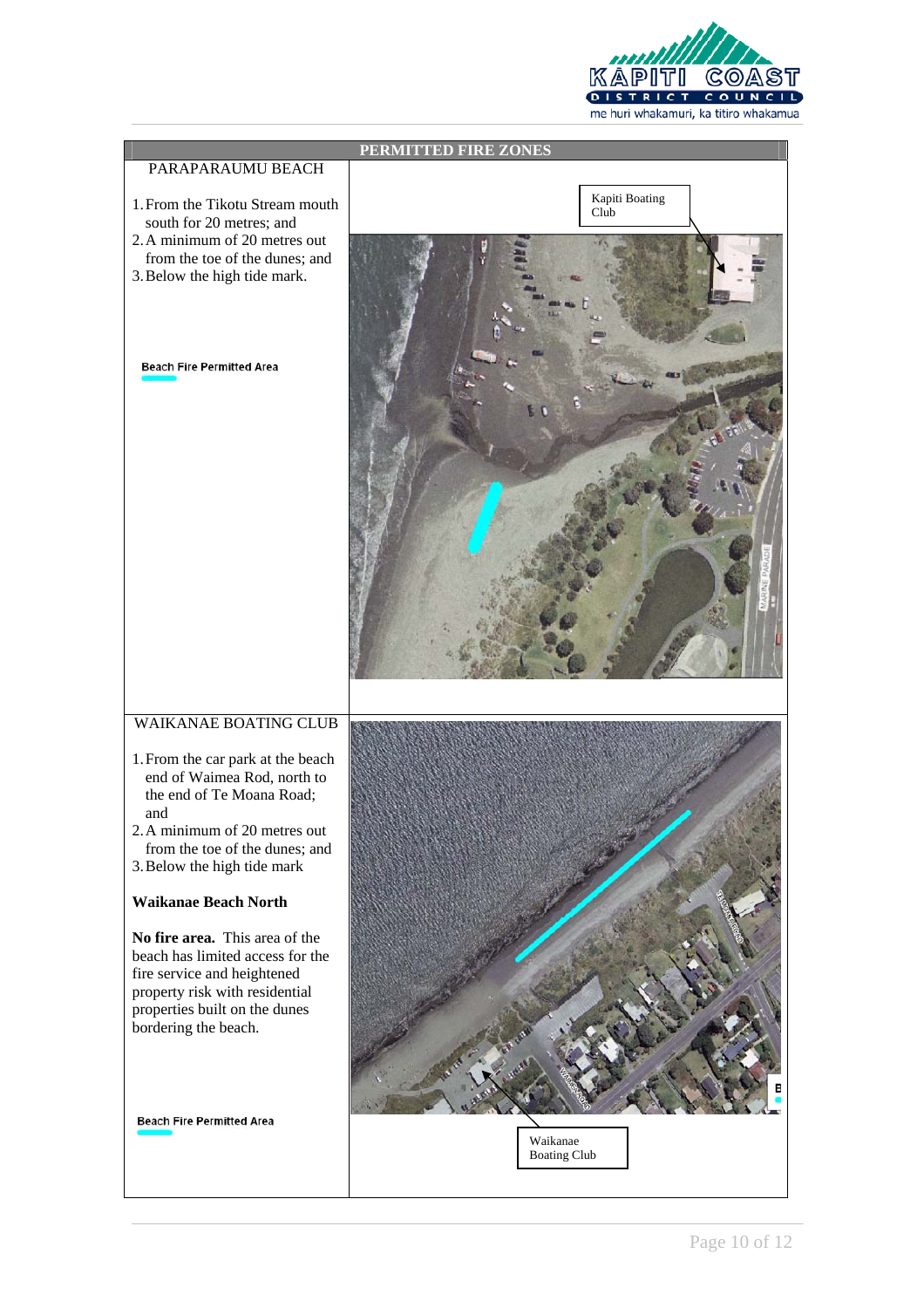## PERMITTED FIRE ZONES

### PARAPARAUMU BEACH

1. From the Tikotu Stream mouth south for 20 metres; and
2. A minimum of 20 metres out from the toe of the dunes; and
3. Below the high tide mark.

Beach Fire Permitted Area

Kapiti Boating Club

### WAIKANAE BOATING CLUB

1. From the car park at the beach end of Waimea Rod, north to the end of Te Moana Road; and
2. A minimum of 20 metres out from the toe of the dunes; and
3. Below the high tide mark

**Waikanae Beach North**

**No fire area.** This area of the beach has limited access for the fire service and heightened property risk with residential properties built on the dunes bordering the beach.

Beach Fire Permitted Area

Waikanae Boating Club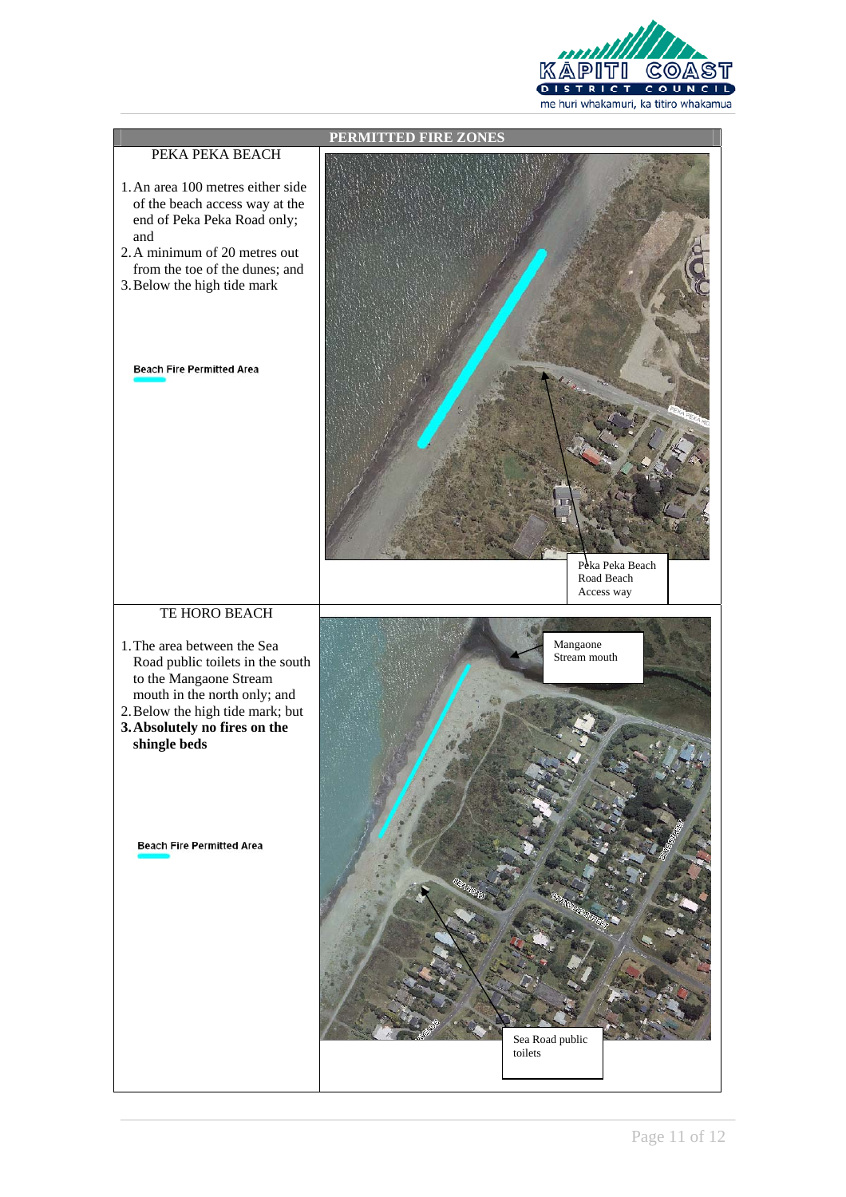## PERMITTED FIRE ZONES

### PEKA PEKA BEACH

1. An area 100 metres either side of the beach access way at the end of Peka Peka Road only; and
2. A minimum of 20 metres out from the toe of the dunes; and
3. Below the high tide mark

Beach Fire Permitted Area

Peka Peka Beach Road Beach Access way

### TE HORO BEACH

1. The area between the Sea Road public toilets in the south to the Mangaone Stream mouth in the north only; and
2. Below the high tide mark; but
3. **Absolutely no fires on the shingle beds**

Beach Fire Permitted Area

Mangaone Stream mouth

Sea Road public toilets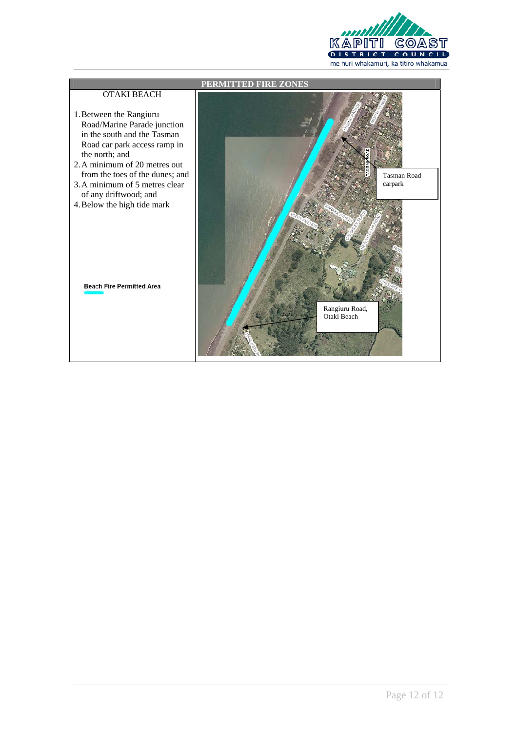## PERMITTED FIRE ZONES

### OTAKI BEACH

1. Between the Rangiuru Road/Marine Parade junction in the south and the Tasman Road car park access ramp in the north; and
2. A minimum of 20 metres out from the toes of the dunes; and
3. A minimum of 5 metres clear of any driftwood; and
4. Below the high tide mark

Beach Fire Permitted Area

Tasman Road carpark

Rangiuru Road, Otaki Beach